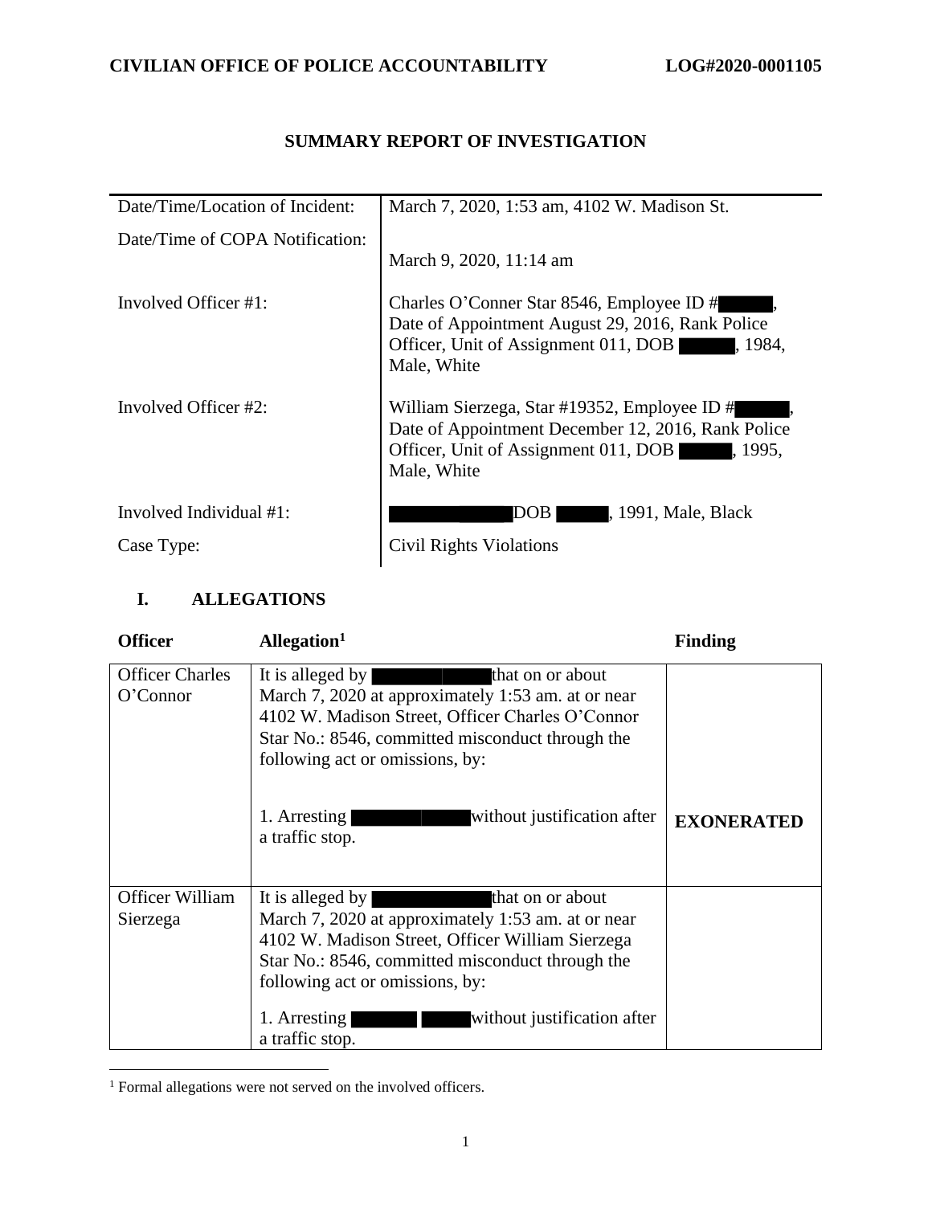## SUMMARY REPORT OF INVESTIGATION

| | |
|---|---|
| Date/Time/Location of Incident: | March 7, 2020, 1:53 am, 4102 W. Madison St. |
| Date/Time of COPA Notification: | March 9, 2020, 11:14 am |
| Involved Officer #1: | Charles O'Conner Star 8546, Employee ID # ████, Date of Appointment August 29, 2016, Rank Police Officer, Unit of Assignment 011, DOB ████, 1984, Male, White |
| Involved Officer #2: | William Sierzega, Star #19352, Employee ID # ████, Date of Appointment December 12, 2016, Rank Police Officer, Unit of Assignment 011, DOB ████, 1995, Male, White |
| Involved Individual #1: | ████ DOB ████, 1991, Male, Black |
| Case Type: | Civil Rights Violations |

## I. ALLEGATIONS

| Officer | Allegation[1] | Finding |
|---|---|---|
| Officer Charles O'Connor | It is alleged by ████ that on or about March 7, 2020 at approximately 1:53 am. at or near 4102 W. Madison Street, Officer Charles O'Connor Star No.: 8546, committed misconduct through the following act or omissions, by:<br><br>1. Arresting ████ without justification after a traffic stop. | **EXONERATED** |
| Officer William Sierzega | It is alleged by ████ that on or about March 7, 2020 at approximately 1:53 am. at or near 4102 W. Madison Street, Officer William Sierzega Star No.: 8546, committed misconduct through the following act or omissions, by:<br><br>1. Arresting ████ without justification after a traffic stop. | |

[1] Formal allegations were not served on the involved officers.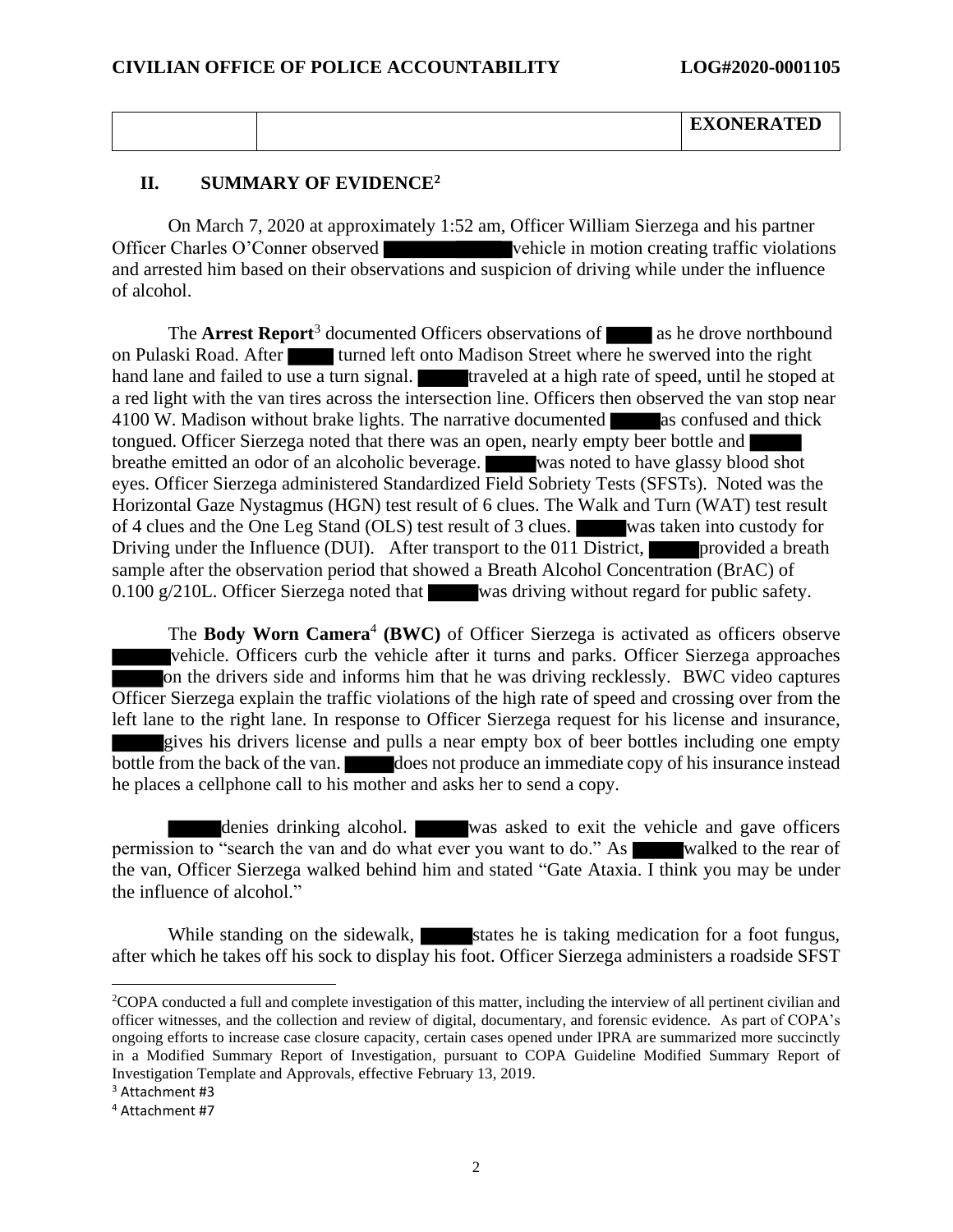| | | **EXONERATED** |
|---|---|---|

## II. SUMMARY OF EVIDENCE[2]

On March 7, 2020 at approximately 1:52 am, Officer William Sierzega and his partner Officer Charles O'Conner observed ██████ vehicle in motion creating traffic violations and arrested him based on their observations and suspicion of driving while under the influence of alcohol.

The **Arrest Report**[3] documented Officers observations of ██████ as he drove northbound on Pulaski Road. After ██████ turned left onto Madison Street where he swerved into the right hand lane and failed to use a turn signal. ██████ traveled at a high rate of speed, until he stoped at a red light with the van tires across the intersection line. Officers then observed the van stop near 4100 W. Madison without brake lights. The narrative documented ██████ as confused and thick tongued. Officer Sierzega noted that there was an open, nearly empty beer bottle and ██████ breathe emitted an odor of an alcoholic beverage. ██████ was noted to have glassy blood shot eyes. Officer Sierzega administered Standardized Field Sobriety Tests (SFSTs). Noted was the Horizontal Gaze Nystagmus (HGN) test result of 6 clues. The Walk and Turn (WAT) test result of 4 clues and the One Leg Stand (OLS) test result of 3 clues. ██████ was taken into custody for Driving under the Influence (DUI). After transport to the 011 District, ██████ provided a breath sample after the observation period that showed a Breath Alcohol Concentration (BrAC) of 0.100 g/210L. Officer Sierzega noted that ██████ was driving without regard for public safety.

The **Body Worn Camera**[4] **(BWC)** of Officer Sierzega is activated as officers observe ██████ vehicle. Officers curb the vehicle after it turns and parks. Officer Sierzega approaches ██████ on the drivers side and informs him that he was driving recklessly. BWC video captures Officer Sierzega explain the traffic violations of the high rate of speed and crossing over from the left lane to the right lane. In response to Officer Sierzega request for his license and insurance, ██████ gives his drivers license and pulls a near empty box of beer bottles including one empty bottle from the back of the van. ██████ does not produce an immediate copy of his insurance instead he places a cellphone call to his mother and asks her to send a copy.

██████ denies drinking alcohol. ██████ was asked to exit the vehicle and gave officers permission to "search the van and do what ever you want to do." As ██████ walked to the rear of the van, Officer Sierzega walked behind him and stated "Gate Ataxia. I think you may be under the influence of alcohol."

While standing on the sidewalk, ██████ states he is taking medication for a foot fungus, after which he takes off his sock to display his foot. Officer Sierzega administers a roadside SFST

---

[2] COPA conducted a full and complete investigation of this matter, including the interview of all pertinent civilian and officer witnesses, and the collection and review of digital, documentary, and forensic evidence. As part of COPA's ongoing efforts to increase case closure capacity, certain cases opened under IPRA are summarized more succinctly in a Modified Summary Report of Investigation, pursuant to COPA Guideline Modified Summary Report of Investigation Template and Approvals, effective February 13, 2019.

[3] Attachment #3

[4] Attachment #7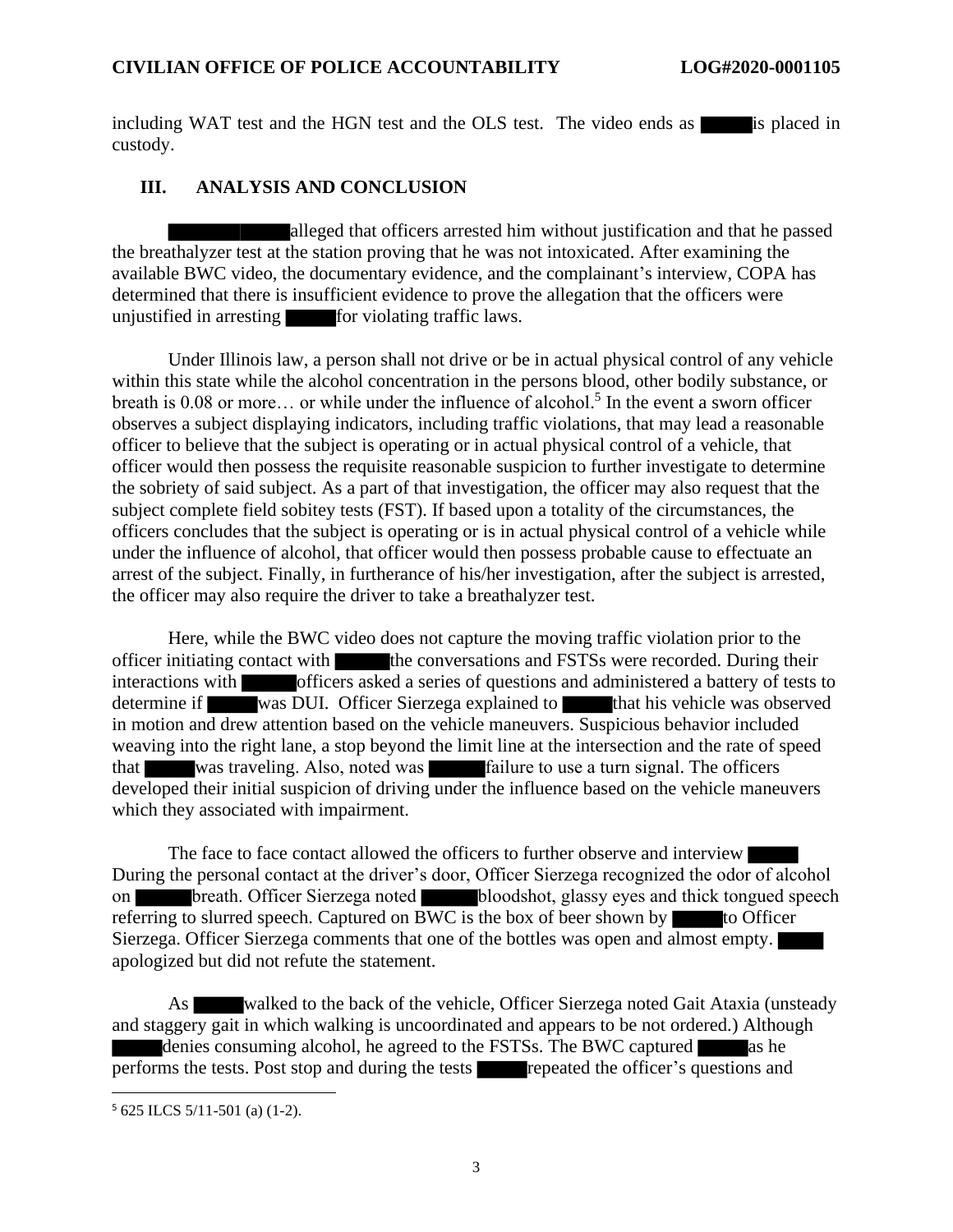including WAT test and the HGN test and the OLS test. The video ends as ███ is placed in custody.

## III. ANALYSIS AND CONCLUSION

██████ alleged that officers arrested him without justification and that he passed the breathalyzer test at the station proving that he was not intoxicated. After examining the available BWC video, the documentary evidence, and the complainant's interview, COPA has determined that there is insufficient evidence to prove the allegation that the officers were unjustified in arresting ███ for violating traffic laws.

Under Illinois law, a person shall not drive or be in actual physical control of any vehicle within this state while the alcohol concentration in the persons blood, other bodily substance, or breath is 0.08 or more… or while under the influence of alcohol.[5] In the event a sworn officer observes a subject displaying indicators, including traffic violations, that may lead a reasonable officer to believe that the subject is operating or in actual physical control of a vehicle, that officer would then possess the requisite reasonable suspicion to further investigate to determine the sobriety of said subject. As a part of that investigation, the officer may also request that the subject complete field sobity tests (FST). If based upon a totality of the circumstances, the officers concludes that the subject is operating or is in actual physical control of a vehicle while under the influence of alcohol, that officer would then possess probable cause to effectuate an arrest of the subject. Finally, in furtherance of his/her investigation, after the subject is arrested, the officer may also require the driver to take a breathalyzer test.

Here, while the BWC video does not capture the moving traffic violation prior to the officer initiating contact with ███ the conversations and FSTSs were recorded. During their interactions with ███ officers asked a series of questions and administered a battery of tests to determine if ███ was DUI. Officer Sierzega explained to ███ that his vehicle was observed in motion and drew attention based on the vehicle maneuvers. Suspicious behavior included weaving into the right lane, a stop beyond the limit line at the intersection and the rate of speed that ███ was traveling. Also, noted was ███ failure to use a turn signal. The officers developed their initial suspicion of driving under the influence based on the vehicle maneuvers which they associated with impairment.

The face to face contact allowed the officers to further observe and interview ███ During the personal contact at the driver's door, Officer Sierzega recognized the odor of alcohol on ███ breath. Officer Sierzega noted ███ bloodshot, glassy eyes and thick tongued speech referring to slurred speech. Captured on BWC is the box of beer shown by ███ to Officer Sierzega. Officer Sierzega comments that one of the bottles was open and almost empty. ███ apologized but did not refute the statement.

As ███ walked to the back of the vehicle, Officer Sierzega noted Gait Ataxia (unsteady and staggery gait in which walking is uncoordinated and appears to be not ordered.) Although ███ denies consuming alcohol, he agreed to the FSTSs. The BWC captured ███ as he performs the tests. Post stop and during the tests ███ repeated the officer's questions and

---

[5] 625 ILCS 5/11-501 (a) (1-2).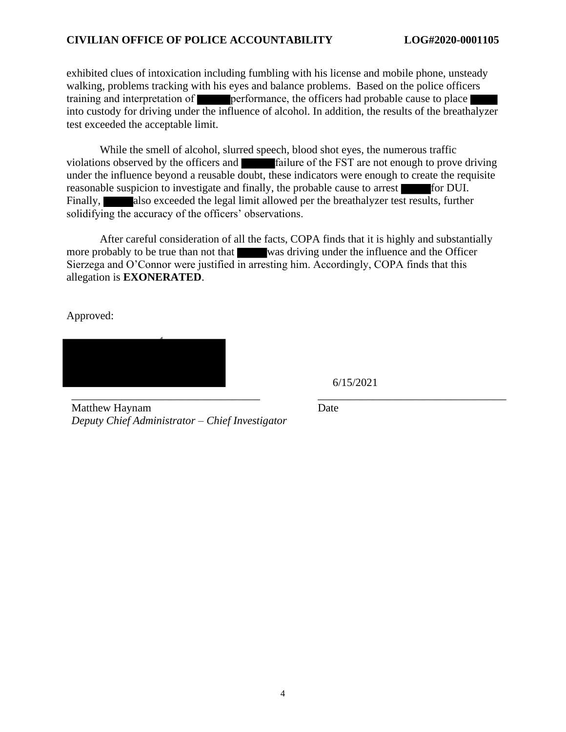exhibited clues of intoxication including fumbling with his license and mobile phone, unsteady walking, problems tracking with his eyes and balance problems. Based on the police officers training and interpretation of ██████ performance, the officers had probable cause to place ██████ into custody for driving under the influence of alcohol. In addition, the results of the breathalyzer test exceeded the acceptable limit.

While the smell of alcohol, slurred speech, blood shot eyes, the numerous traffic violations observed by the officers and ██████ failure of the FST are not enough to prove driving under the influence beyond a reusable doubt, these indicators were enough to create the requisite reasonable suspicion to investigate and finally, the probable cause to arrest ██████ for DUI. Finally, ██████ also exceeded the legal limit allowed per the breathalyzer test results, further solidifying the accuracy of the officers' observations.

After careful consideration of all the facts, COPA finds that it is highly and substantially more probably to be true than not that ██████ was driving under the influence and the Officer Sierzega and O'Connor were justified in arresting him. Accordingly, COPA finds that this allegation is **EXONERATED**.

Approved:

██████████████████ 6/15/2021

\_\_\_\_\_\_\_\_\_\_\_\_\_\_\_\_\_\_\_\_\_\_\_\_\_\_\_\_\_\_\_\_\_\_ \_\_\_\_\_\_\_\_\_\_\_\_\_\_\_\_\_\_\_\_\_\_\_\_\_\_\_\_\_\_\_\_\_\_

Matthew Haynam
*Deputy Chief Administrator – Chief Investigator*

Date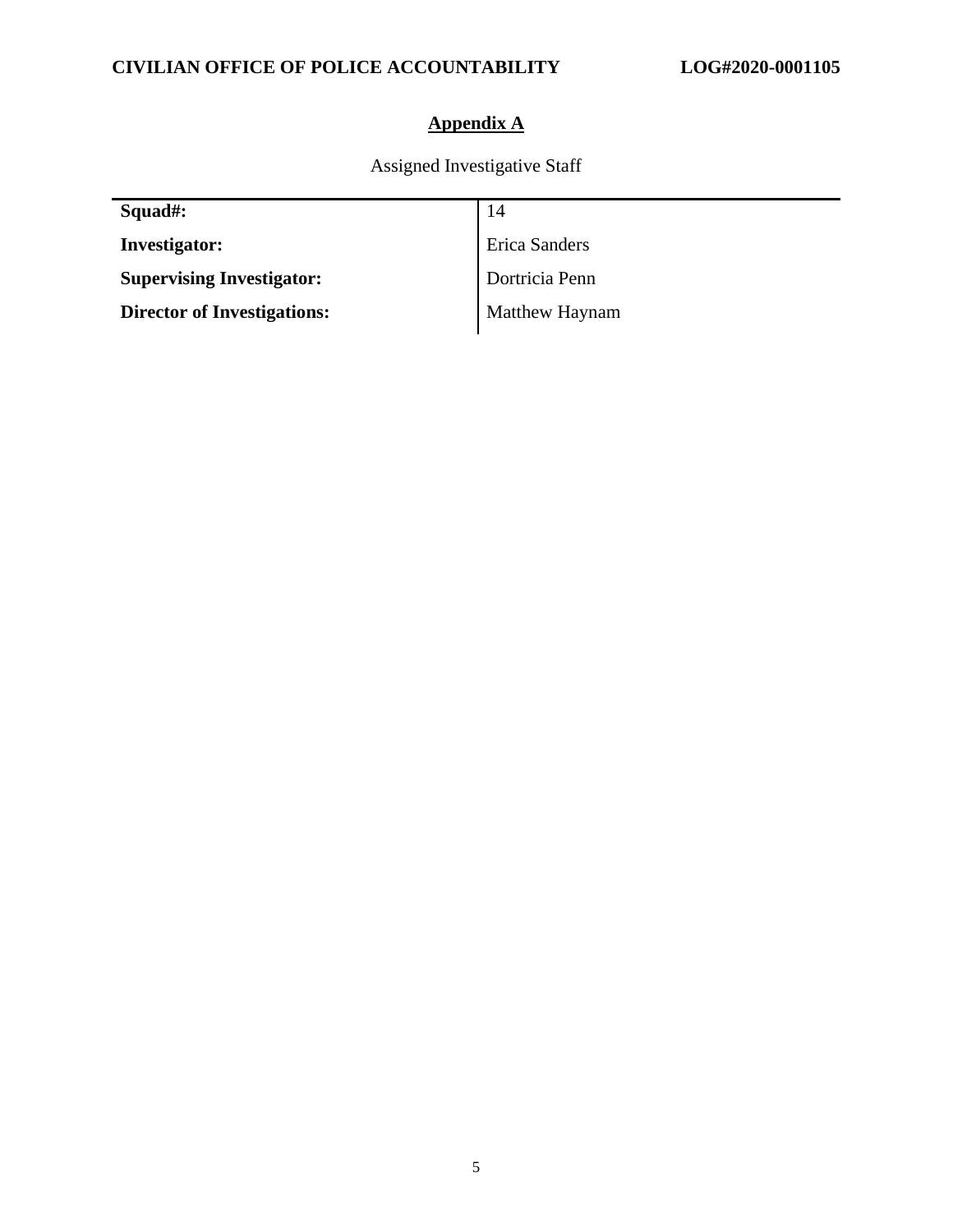## Appendix A

Assigned Investigative Staff

| | |
|---|---|
| **Squad#:** | 14 |
| **Investigator:** | Erica Sanders |
| **Supervising Investigator:** | Dortricia Penn |
| **Director of Investigations:** | Matthew Haynam |